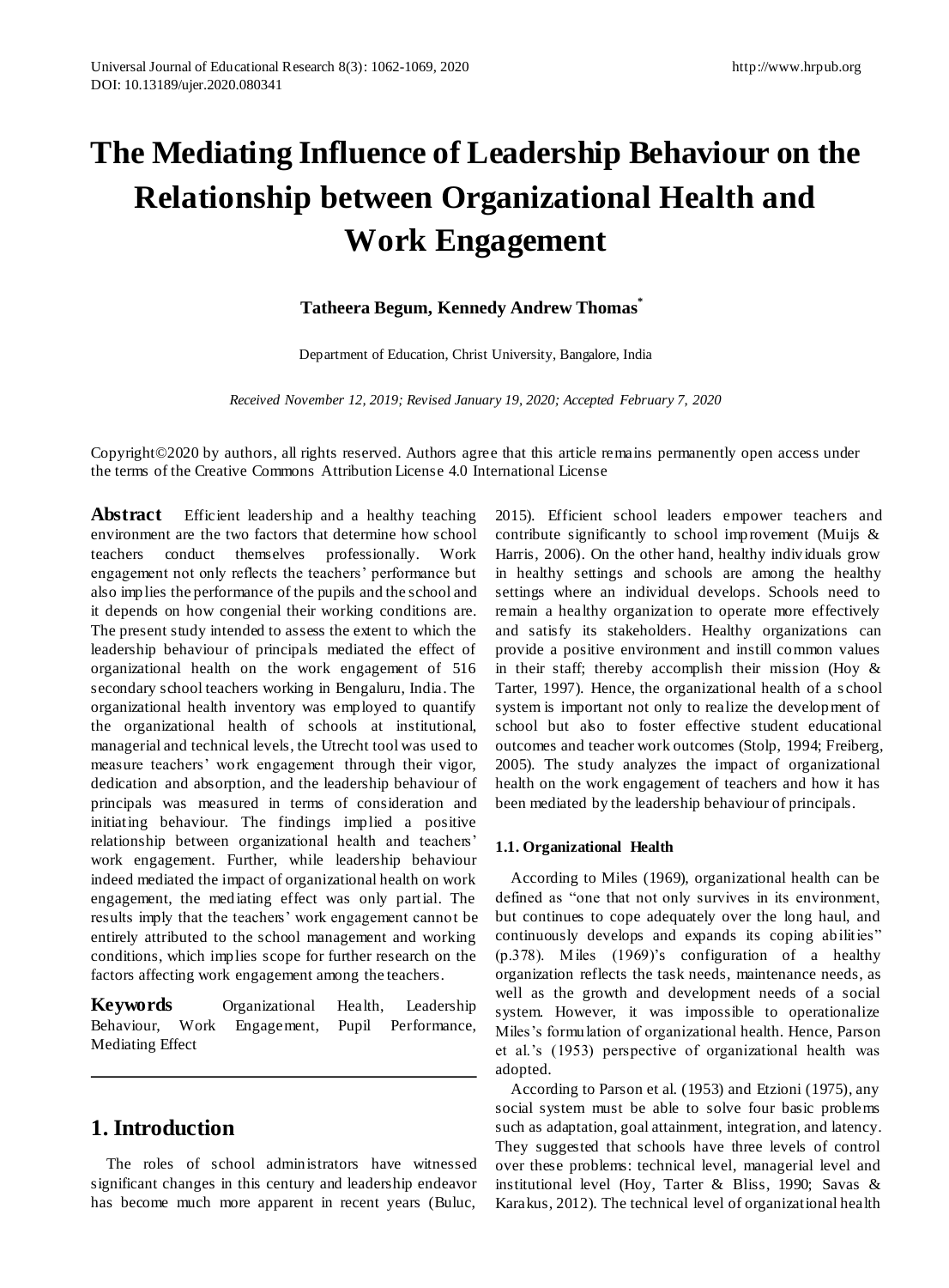# The Mediating Influence of Leadership Behaviour on the Relationship between Organizational Health and Work Engagement

**Tatheera Begum, Kennedy Andrew Thomas***

Department of Education, Christ University, Bangalore, India

*Received November 12, 2019; Revised January 19, 2020; Accepted February 7, 2020*

Copyright©2020 by authors, all rights reserved. Authors agree that this article remains permanently open access under the terms of the Creative Commons Attribution License 4.0 International License

**Abstract** Efficient leadership and a healthy teaching environment are the two factors that determine how school teachers conduct themselves professionally. Work engagement not only reflects the teachers' performance but also implies the performance of the pupils and the school and it depends on how congenial their working conditions are. The present study intended to assess the extent to which the leadership behaviour of principals mediated the effect of organizational health on the work engagement of 516 secondary school teachers working in Bengaluru, India. The organizational health inventory was employed to quantify the organizational health of schools at institutional, managerial and technical levels, the Utrecht tool was used to measure teachers' work engagement through their vigor, dedication and absorption, and the leadership behaviour of principals was measured in terms of consideration and initiating behaviour. The findings implied a positive relationship between organizational health and teachers' work engagement. Further, while leadership behaviour indeed mediated the impact of organizational health on work engagement, the mediating effect was only partial. The results imply that the teachers' work engagement cannot be entirely attributed to the school management and working conditions, which implies scope for further research on the factors affecting work engagement among the teachers.

**Keywords** Organizational Health, Leadership Behaviour, Work Engagement, Pupil Performance, Mediating Effect

## 1. Introduction

The roles of school administrators have witnessed significant changes in this century and leadership endeavor has become much more apparent in recent years (Buluc, 2015). Efficient school leaders empower teachers and contribute significantly to school improvement (Muijs & Harris, 2006). On the other hand, healthy individuals grow in healthy settings and schools are among the healthy settings where an individual develops. Schools need to remain a healthy organization to operate more effectively and satisfy its stakeholders. Healthy organizations can provide a positive environment and instill common values in their staff; thereby accomplish their mission (Hoy & Tarter, 1997). Hence, the organizational health of a school system is important not only to realize the development of school but also to foster effective student educational outcomes and teacher work outcomes (Stolp, 1994; Freiberg, 2005). The study analyzes the impact of organizational health on the work engagement of teachers and how it has been mediated by the leadership behaviour of principals.

### 1.1. Organizational Health

According to Miles (1969), organizational health can be defined as "one that not only survives in its environment, but continues to cope adequately over the long haul, and continuously develops and expands its coping abilities" (p.378). Miles (1969)'s configuration of a healthy organization reflects the task needs, maintenance needs, as well as the growth and development needs of a social system. However, it was impossible to operationalize Miles's formulation of organizational health. Hence, Parson et al.'s (1953) perspective of organizational health was adopted.

According to Parson et al. (1953) and Etzioni (1975), any social system must be able to solve four basic problems such as adaptation, goal attainment, integration, and latency. They suggested that schools have three levels of control over these problems: technical level, managerial level and institutional level (Hoy, Tarter & Bliss, 1990; Savas & Karakus, 2012). The technical level of organizational health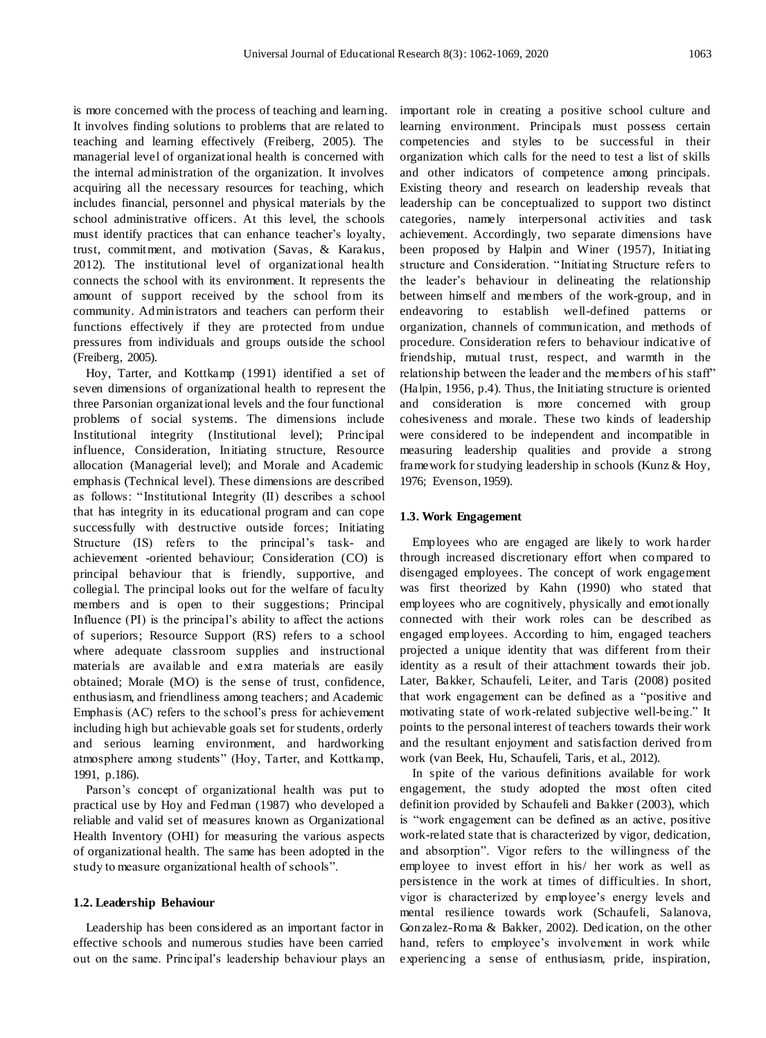is more concerned with the process of teaching and learning. It involves finding solutions to problems that are related to teaching and learning effectively (Freiberg, 2005). The managerial level of organizational health is concerned with the internal administration of the organization. It involves acquiring all the necessary resources for teaching, which includes financial, personnel and physical materials by the school administrative officers. At this level, the schools must identify practices that can enhance teacher's loyalty, trust, commitment, and motivation (Savas, & Karakus, 2012). The institutional level of organizational health connects the school with its environment. It represents the amount of support received by the school from its community. Administrators and teachers can perform their functions effectively if they are protected from undue pressures from individuals and groups outside the school (Freiberg, 2005).

Hoy, Tarter, and Kottkamp (1991) identified a set of seven dimensions of organizational health to represent the three Parsonian organizational levels and the four functional problems of social systems. The dimensions include Institutional integrity (Institutional level); Principal influence, Consideration, Initiating structure, Resource allocation (Managerial level); and Morale and Academic emphasis (Technical level). These dimensions are described as follows: "Institutional Integrity (II) describes a school that has integrity in its educational program and can cope successfully with destructive outside forces; Initiating Structure (IS) refers to the principal's task- and achievement -oriented behaviour; Consideration (CO) is principal behaviour that is friendly, supportive, and collegial. The principal looks out for the welfare of faculty members and is open to their suggestions; Principal Influence (PI) is the principal's ability to affect the actions of superiors; Resource Support (RS) refers to a school where adequate classroom supplies and instructional materials are available and extra materials are easily obtained; Morale (MO) is the sense of trust, confidence, enthusiasm, and friendliness among teachers; and Academic Emphasis (AC) refers to the school's press for achievement including high but achievable goals set for students, orderly and serious learning environment, and hardworking atmosphere among students" (Hoy, Tarter, and Kottkamp, 1991, p.186).

Parson's concept of organizational health was put to practical use by Hoy and Fedman (1987) who developed a reliable and valid set of measures known as Organizational Health Inventory (OHI) for measuring the various aspects of organizational health. The same has been adopted in the study to measure organizational health of schools".

### 1.2. Leadership Behaviour

Leadership has been considered as an important factor in effective schools and numerous studies have been carried out on the same. Principal's leadership behaviour plays an important role in creating a positive school culture and learning environment. Principals must possess certain competencies and styles to be successful in their organization which calls for the need to test a list of skills and other indicators of competence among principals. Existing theory and research on leadership reveals that leadership can be conceptualized to support two distinct categories, namely interpersonal activities and task achievement. Accordingly, two separate dimensions have been proposed by Halpin and Winer (1957), Initiating structure and Consideration. "Initiating Structure refers to the leader's behaviour in delineating the relationship between himself and members of the work-group, and in endeavoring to establish well-defined patterns or organization, channels of communication, and methods of procedure. Consideration refers to behaviour indicative of friendship, mutual trust, respect, and warmth in the relationship between the leader and the members of his staff" (Halpin, 1956, p.4). Thus, the Initiating structure is oriented and consideration is more concerned with group cohesiveness and morale. These two kinds of leadership were considered to be independent and incompatible in measuring leadership qualities and provide a strong framework for studying leadership in schools (Kunz & Hoy, 1976; Evenson, 1959).

### 1.3. Work Engagement

Employees who are engaged are likely to work harder through increased discretionary effort when compared to disengaged employees. The concept of work engagement was first theorized by Kahn (1990) who stated that employees who are cognitively, physically and emotionally connected with their work roles can be described as engaged employees. According to him, engaged teachers projected a unique identity that was different from their identity as a result of their attachment towards their job. Later, Bakker, Schaufeli, Leiter, and Taris (2008) posited that work engagement can be defined as a "positive and motivating state of work-related subjective well-being." It points to the personal interest of teachers towards their work and the resultant enjoyment and satisfaction derived from work (van Beek, Hu, Schaufeli, Taris, et al., 2012).

In spite of the various definitions available for work engagement, the study adopted the most often cited definition provided by Schaufeli and Bakker (2003), which is "work engagement can be defined as an active, positive work-related state that is characterized by vigor, dedication, and absorption". Vigor refers to the willingness of the employee to invest effort in his/ her work as well as persistence in the work at times of difficulties. In short, vigor is characterized by employee's energy levels and mental resilience towards work (Schaufeli, Salanova, Gonzalez-Roma & Bakker, 2002). Dedication, on the other hand, refers to employee's involvement in work while experiencing a sense of enthusiasm, pride, inspiration,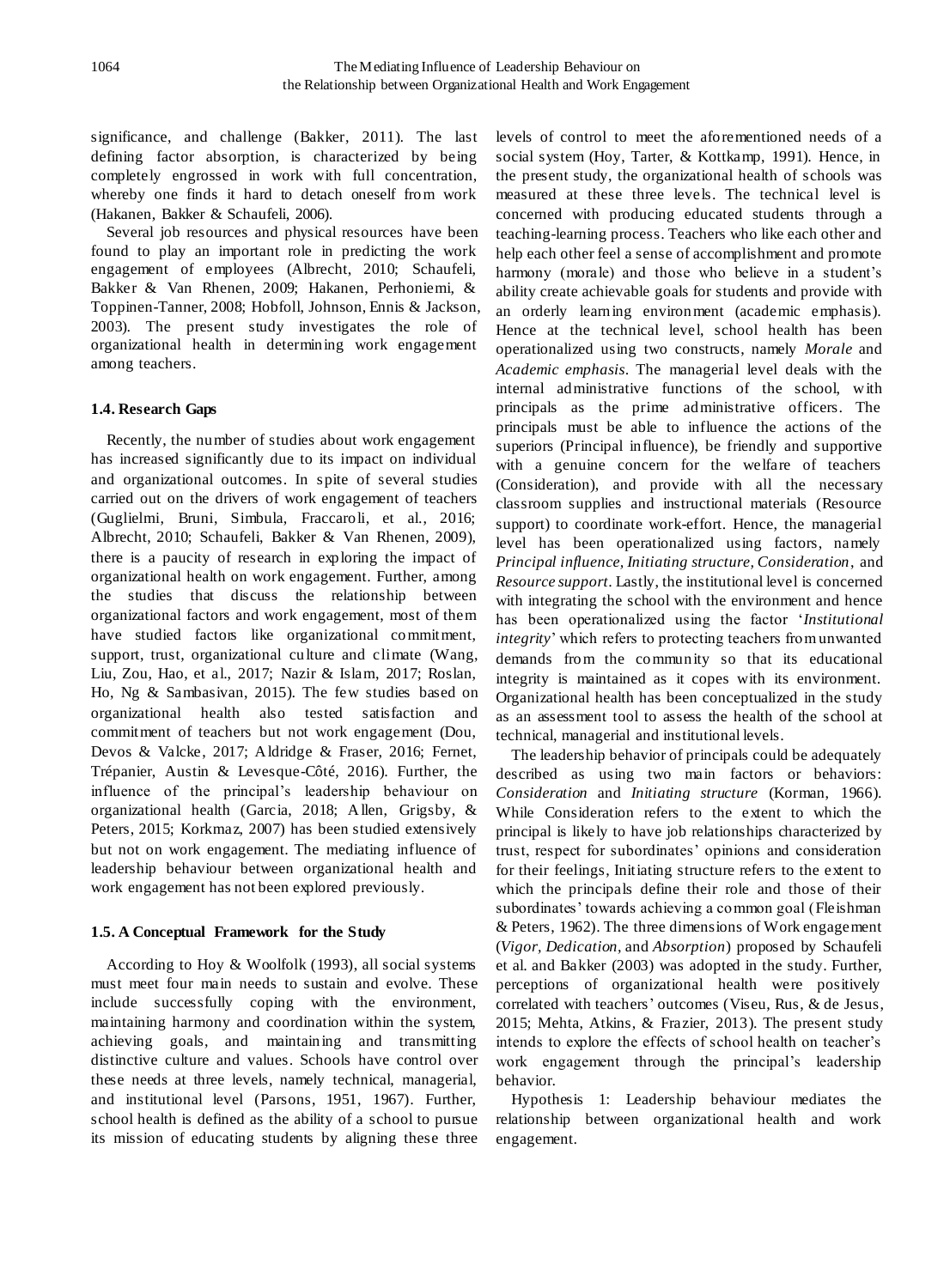significance, and challenge (Bakker, 2011). The last defining factor absorption, is characterized by being completely engrossed in work with full concentration, whereby one finds it hard to detach oneself from work (Hakanen, Bakker & Schaufeli, 2006).

Several job resources and physical resources have been found to play an important role in predicting the work engagement of employees (Albrecht, 2010; Schaufeli, Bakker & Van Rhenen, 2009; Hakanen, Perhoniemi, & Toppinen-Tanner, 2008; Hobfoll, Johnson, Ennis & Jackson, 2003). The present study investigates the role of organizational health in determining work engagement among teachers.

### 1.4. Research Gaps

Recently, the number of studies about work engagement has increased significantly due to its impact on individual and organizational outcomes. In spite of several studies carried out on the drivers of work engagement of teachers (Guglielmi, Bruni, Simbula, Fraccaroli, et al., 2016; Albrecht, 2010; Schaufeli, Bakker & Van Rhenen, 2009), there is a paucity of research in exploring the impact of organizational health on work engagement. Further, among the studies that discuss the relationship between organizational factors and work engagement, most of them have studied factors like organizational commitment, support, trust, organizational culture and climate (Wang, Liu, Zou, Hao, et al., 2017; Nazir & Islam, 2017; Roslan, Ho, Ng & Sambasivan, 2015). The few studies based on organizational health also tested satisfaction and commitment of teachers but not work engagement (Dou, Devos & Valcke, 2017; Aldridge & Fraser, 2016; Fernet, Trépanier, Austin & Levesque-Côté, 2016). Further, the influence of the principal's leadership behaviour on organizational health (Garcia, 2018; Allen, Grigsby, & Peters, 2015; Korkmaz, 2007) has been studied extensively but not on work engagement. The mediating influence of leadership behaviour between organizational health and work engagement has not been explored previously.

### 1.5. A Conceptual Framework for the Study

According to Hoy & Woolfolk (1993), all social systems must meet four main needs to sustain and evolve. These include successfully coping with the environment, maintaining harmony and coordination within the system, achieving goals, and maintaining and transmitting distinctive culture and values. Schools have control over these needs at three levels, namely technical, managerial, and institutional level (Parsons, 1951, 1967). Further, school health is defined as the ability of a school to pursue its mission of educating students by aligning these three levels of control to meet the aforementioned needs of a social system (Hoy, Tarter, & Kottkamp, 1991). Hence, in the present study, the organizational health of schools was measured at these three levels. The technical level is concerned with producing educated students through a teaching-learning process. Teachers who like each other and help each other feel a sense of accomplishment and promote harmony (morale) and those who believe in a student's ability create achievable goals for students and provide with an orderly learning environment (academic emphasis). Hence at the technical level, school health has been operationalized using two constructs, namely *Morale* and *Academic emphasis*. The managerial level deals with the internal administrative functions of the school, with principals as the prime administrative officers. The principals must be able to influence the actions of the superiors (Principal influence), be friendly and supportive with a genuine concern for the welfare of teachers (Consideration), and provide with all the necessary classroom supplies and instructional materials (Resource support) to coordinate work-effort. Hence, the managerial level has been operationalized using factors, namely *Principal influence, Initiating structure, Consideration*, and *Resource support*. Lastly, the institutional level is concerned with integrating the school with the environment and hence has been operationalized using the factor '*Institutional integrity*' which refers to protecting teachers from unwanted demands from the community so that its educational integrity is maintained as it copes with its environment. Organizational health has been conceptualized in the study as an assessment tool to assess the health of the school at technical, managerial and institutional levels.

The leadership behavior of principals could be adequately described as using two main factors or behaviors: *Consideration* and *Initiating structure* (Korman, 1966). While Consideration refers to the extent to which the principal is likely to have job relationships characterized by trust, respect for subordinates' opinions and consideration for their feelings, Initiating structure refers to the extent to which the principals define their role and those of their subordinates' towards achieving a common goal (Fleishman & Peters, 1962). The three dimensions of Work engagement (*Vigor, Dedication*, and *Absorption*) proposed by Schaufeli et al. and Bakker (2003) was adopted in the study. Further, perceptions of organizational health were positively correlated with teachers' outcomes (Viseu, Rus, & de Jesus, 2015; Mehta, Atkins, & Frazier, 2013). The present study intends to explore the effects of school health on teacher's work engagement through the principal's leadership behavior.

Hypothesis 1: Leadership behaviour mediates the relationship between organizational health and work engagement.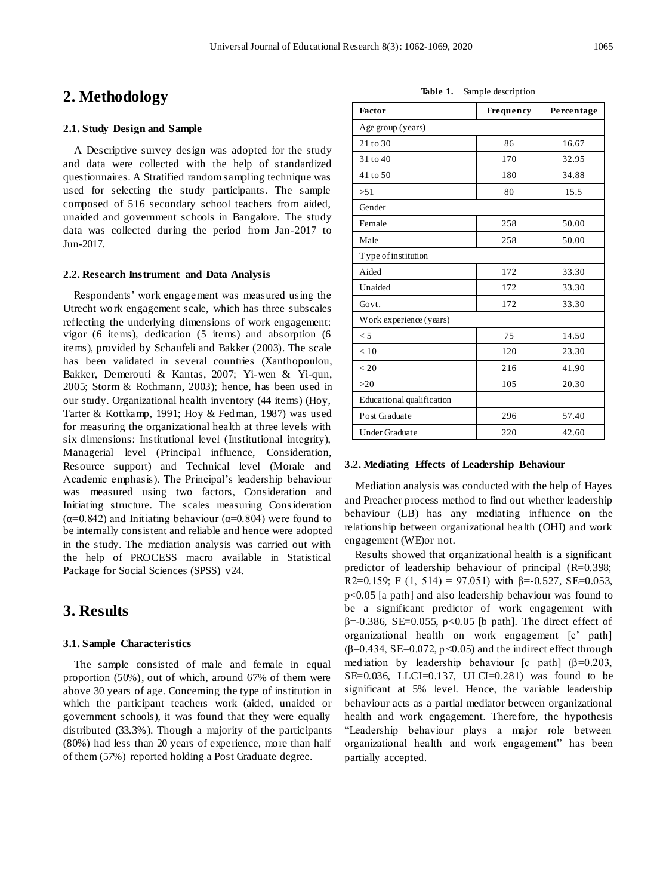## 2. Methodology

### 2.1. Study Design and Sample

A Descriptive survey design was adopted for the study and data were collected with the help of standardized questionnaires. A Stratified random sampling technique was used for selecting the study participants. The sample composed of 516 secondary school teachers from aided, unaided and government schools in Bangalore. The study data was collected during the period from Jan-2017 to Jun-2017.

### 2.2. Research Instrument and Data Analysis

Respondents' work engagement was measured using the Utrecht work engagement scale, which has three subscales reflecting the underlying dimensions of work engagement: vigor (6 items), dedication (5 items) and absorption (6 items), provided by Schaufeli and Bakker (2003). The scale has been validated in several countries (Xanthopoulou, Bakker, Demerouti & Kantas, 2007; Yi-wen & Yi-qun, 2005; Storm & Rothmann, 2003); hence, has been used in our study. Organizational health inventory (44 items) (Hoy, Tarter & Kottkamp, 1991; Hoy & Fedman, 1987) was used for measuring the organizational health at three levels with six dimensions: Institutional level (Institutional integrity), Managerial level (Principal influence, Consideration, Resource support) and Technical level (Morale and Academic emphasis). The Principal's leadership behaviour was measured using two factors, Consideration and Initiating structure. The scales measuring Consideration ($\alpha$=0.842) and Initiating behaviour ($\alpha$=0.804) were found to be internally consistent and reliable and hence were adopted in the study. The mediation analysis was carried out with the help of PROCESS macro available in Statistical Package for Social Sciences (SPSS) v24.

## 3. Results

### 3.1. Sample Characteristics

The sample consisted of male and female in equal proportion (50%), out of which, around 67% of them were above 30 years of age. Concerning the type of institution in which the participant teachers work (aided, unaided or government schools), it was found that they were equally distributed (33.3%). Though a majority of the participants (80%) had less than 20 years of experience, more than half of them (57%) reported holding a Post Graduate degree.

**Table 1.** Sample description

| Factor | Frequency | Percentage |
|---|---|---|
| Age group (years) | | |
| 21 to 30 | 86 | 16.67 |
| 31 to 40 | 170 | 32.95 |
| 41 to 50 | 180 | 34.88 |
| >51 | 80 | 15.5 |
| Gender | | |
| Female | 258 | 50.00 |
| Male | 258 | 50.00 |
| Type of institution | | |
| Aided | 172 | 33.30 |
| Unaided | 172 | 33.30 |
| Govt. | 172 | 33.30 |
| Work experience (years) | | |
| < 5 | 75 | 14.50 |
| < 10 | 120 | 23.30 |
| < 20 | 216 | 41.90 |
| >20 | 105 | 20.30 |
| Educational qualification | | |
| Post Graduate | 296 | 57.40 |
| Under Graduate | 220 | 42.60 |

### 3.2. Mediating Effects of Leadership Behaviour

Mediation analysis was conducted with the help of Hayes and Preacher process method to find out whether leadership behaviour (LB) has any mediating influence on the relationship between organizational health (OHI) and work engagement (WE)or not.

Results showed that organizational health is a significant predictor of leadership behaviour of principal (R=0.398; $R^2$=0.159; $F$ (1, 514) = 97.051) with $\beta$=-0.527, SE=0.053, $p$<0.05 [a path] and also leadership behaviour was found to be a significant predictor of work engagement with $\beta$=-0.386, SE=0.055, $p$<0.05 [b path]. The direct effect of organizational health on work engagement [c' path] ($\beta$=0.434, SE=0.072, $p$<0.05) and the indirect effect through mediation by leadership behaviour [c path] ($\beta$=0.203, SE=0.036, LLCI=0.137, ULCI=0.281) was found to be significant at 5% level. Hence, the variable leadership behaviour acts as a partial mediator between organizational health and work engagement. Therefore, the hypothesis "Leadership behaviour plays a major role between organizational health and work engagement" has been partially accepted.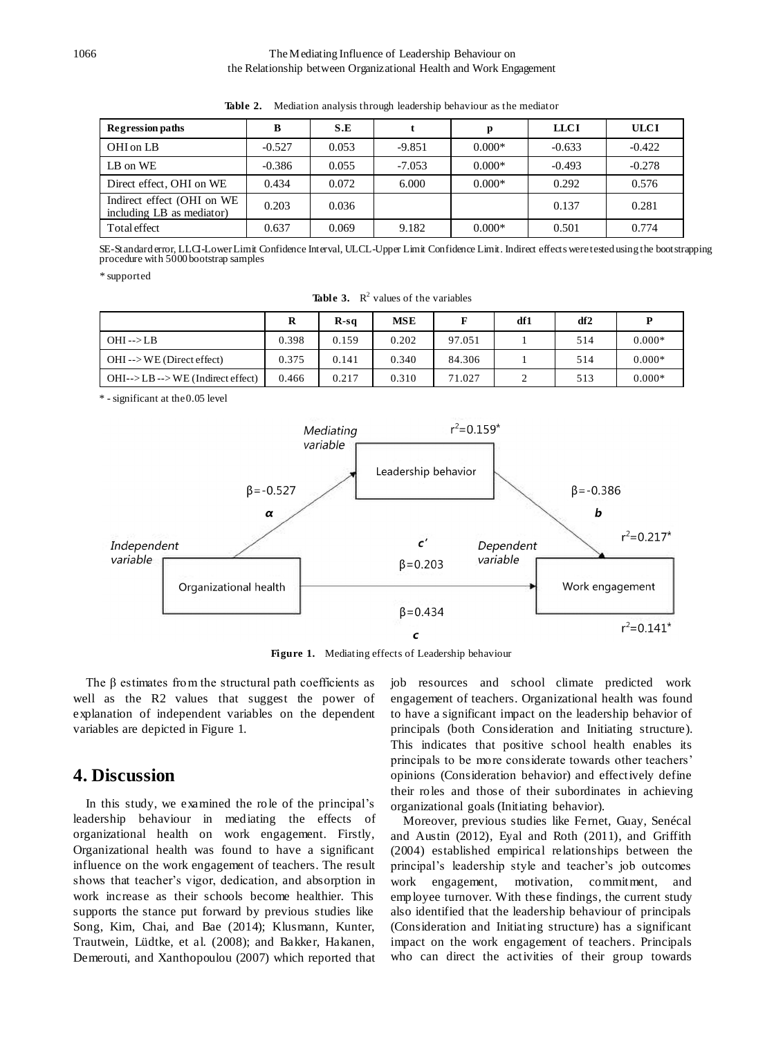**Table 2.** Mediation analysis through leadership behaviour as the mediator

| Regression paths | B | S.E | t | p | LLCI | ULCI |
|---|---|---|---|---|---|---|
| OHI on LB | -0.527 | 0.053 | -9.851 | 0.000* | -0.633 | -0.422 |
| LB on WE | -0.386 | 0.055 | -7.053 | 0.000* | -0.493 | -0.278 |
| Direct effect, OHI on WE | 0.434 | 0.072 | 6.000 | 0.000* | 0.292 | 0.576 |
| Indirect effect (OHI on WE including LB as mediator) | 0.203 | 0.036 | | | 0.137 | 0.281 |
| Total effect | 0.637 | 0.069 | 9.182 | 0.000* | 0.501 | 0.774 |

SE-Standard error, LLCI-Lower Limit Confidence Interval, ULCL-Upper Limit Confidence Limit. Indirect effects were tested using the bootstrapping procedure with 5000 bootstrap samples

\* supported

**Table 3.** $R^2$ values of the variables

| | R | R-sq | MSE | F | df1 | df2 | P |
|---|---|---|---|---|---|---|---|
| OHI --> LB | 0.398 | 0.159 | 0.202 | 97.051 | 1 | 514 | 0.000* |
| OHI --> WE (Direct effect) | 0.375 | 0.141 | 0.340 | 84.306 | 1 | 514 | 0.000* |
| OHI--> LB --> WE (Indirect effect) | 0.466 | 0.217 | 0.310 | 71.027 | 2 | 513 | 0.000* |

\* - significant at the 0.05 level

**Figure 1.** Mediating effects of Leadership behaviour

The β estimates from the structural path coefficients as well as the R2 values that suggest the power of explanation of independent variables on the dependent variables are depicted in Figure 1.

# 4. Discussion

In this study, we examined the role of the principal's leadership behaviour in mediating the effects of organizational health on work engagement. Firstly, Organizational health was found to have a significant influence on the work engagement of teachers. The result shows that teacher's vigor, dedication, and absorption in work increase as their schools become healthier. This supports the stance put forward by previous studies like Song, Kim, Chai, and Bae (2014); Klusmann, Kunter, Trautwein, Lüdtke, et al. (2008); and Bakker, Hakanen, Demerouti, and Xanthopoulou (2007) which reported that job resources and school climate predicted work engagement of teachers. Organizational health was found to have a significant impact on the leadership behavior of principals (both Consideration and Initiating structure). This indicates that positive school health enables its principals to be more considerate towards other teachers' opinions (Consideration behavior) and effectively define their roles and those of their subordinates in achieving organizational goals (Initiating behavior).

Moreover, previous studies like Fernet, Guay, Senécal and Austin (2012), Eyal and Roth (2011), and Griffith (2004) established empirical relationships between the principal's leadership style and teacher's job outcomes work engagement, motivation, commitment, and employee turnover. With these findings, the current study also identified that the leadership behaviour of principals (Consideration and Initiating structure) has a significant impact on the work engagement of teachers. Principals who can direct the activities of their group towards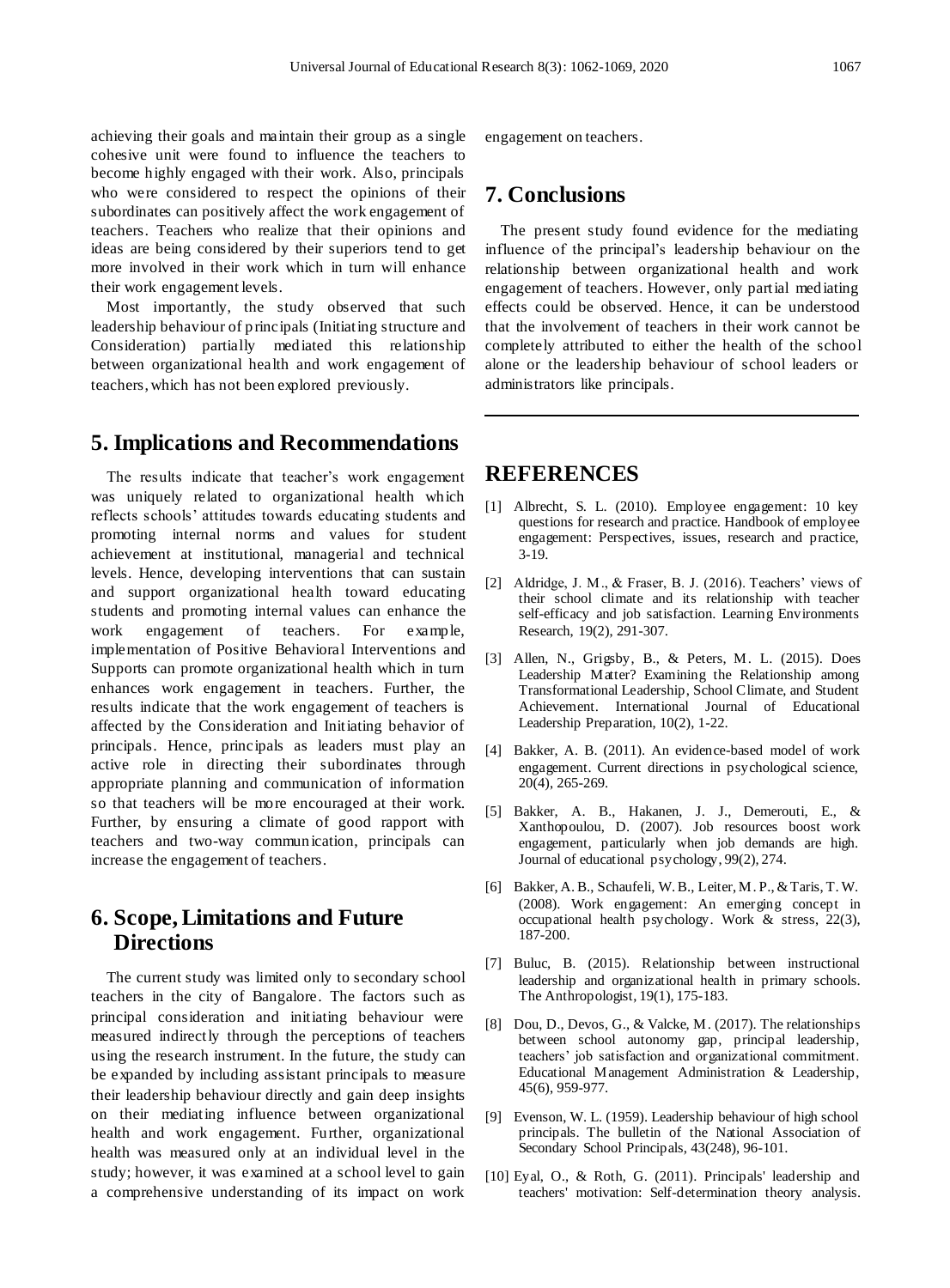achieving their goals and maintain their group as a single cohesive unit were found to influence the teachers to become highly engaged with their work. Also, principals who were considered to respect the opinions of their subordinates can positively affect the work engagement of teachers. Teachers who realize that their opinions and ideas are being considered by their superiors tend to get more involved in their work which in turn will enhance their work engagement levels.

Most importantly, the study observed that such leadership behaviour of principals (Initiating structure and Consideration) partially mediated this relationship between organizational health and work engagement of teachers, which has not been explored previously.

# 5. Implications and Recommendations

The results indicate that teacher's work engagement was uniquely related to organizational health which reflects schools' attitudes towards educating students and promoting internal norms and values for student achievement at institutional, managerial and technical levels. Hence, developing interventions that can sustain and support organizational health toward educating students and promoting internal values can enhance the work engagement of teachers. For example, implementation of Positive Behavioral Interventions and Supports can promote organizational health which in turn enhances work engagement in teachers. Further, the results indicate that the work engagement of teachers is affected by the Consideration and Initiating behavior of principals. Hence, principals as leaders must play an active role in directing their subordinates through appropriate planning and communication of information so that teachers will be more encouraged at their work. Further, by ensuring a climate of good rapport with teachers and two-way communication, principals can increase the engagement of teachers.

# 6. Scope, Limitations and Future Directions

The current study was limited only to secondary school teachers in the city of Bangalore. The factors such as principal consideration and initiating behaviour were measured indirectly through the perceptions of teachers using the research instrument. In the future, the study can be expanded by including assistant principals to measure their leadership behaviour directly and gain deep insights on their mediating influence between organizational health and work engagement. Further, organizational health was measured only at an individual level in the study; however, it was examined at a school level to gain a comprehensive understanding of its impact on work engagement on teachers.

# 7. Conclusions

The present study found evidence for the mediating influence of the principal's leadership behaviour on the relationship between organizational health and work engagement of teachers. However, only partial mediating effects could be observed. Hence, it can be understood that the involvement of teachers in their work cannot be completely attributed to either the health of the school alone or the leadership behaviour of school leaders or administrators like principals.

# REFERENCES

[1] Albrecht, S. L. (2010). Employee engagement: 10 key questions for research and practice. Handbook of employee engagement: Perspectives, issues, research and practice, 3-19.

[2] Aldridge, J. M., & Fraser, B. J. (2016). Teachers' views of their school climate and its relationship with teacher self-efficacy and job satisfaction. Learning Environments Research, 19(2), 291-307.

[3] Allen, N., Grigsby, B., & Peters, M. L. (2015). Does Leadership Matter? Examining the Relationship among Transformational Leadership, School Climate, and Student Achievement. International Journal of Educational Leadership Preparation, 10(2), 1-22.

[4] Bakker, A. B. (2011). An evidence-based model of work engagement. Current directions in psychological science, 20(4), 265-269.

[5] Bakker, A. B., Hakanen, J. J., Demerouti, E., & Xanthopoulou, D. (2007). Job resources boost work engagement, particularly when job demands are high. Journal of educational psychology, 99(2), 274.

[6] Bakker, A. B., Schaufeli, W. B., Leiter, M. P., & Taris, T. W. (2008). Work engagement: An emerging concept in occupational health psychology. Work & stress, 22(3), 187-200.

[7] Buluc, B. (2015). Relationship between instructional leadership and organizational health in primary schools. The Anthropologist, 19(1), 175-183.

[8] Dou, D., Devos, G., & Valcke, M. (2017). The relationships between school autonomy gap, principal leadership, teachers' job satisfaction and organizational commitment. Educational Management Administration & Leadership, 45(6), 959-977.

[9] Evenson, W. L. (1959). Leadership behaviour of high school principals. The bulletin of the National Association of Secondary School Principals, 43(248), 96-101.

[10] Eyal, O., & Roth, G. (2011). Principals' leadership and teachers' motivation: Self-determination theory analysis.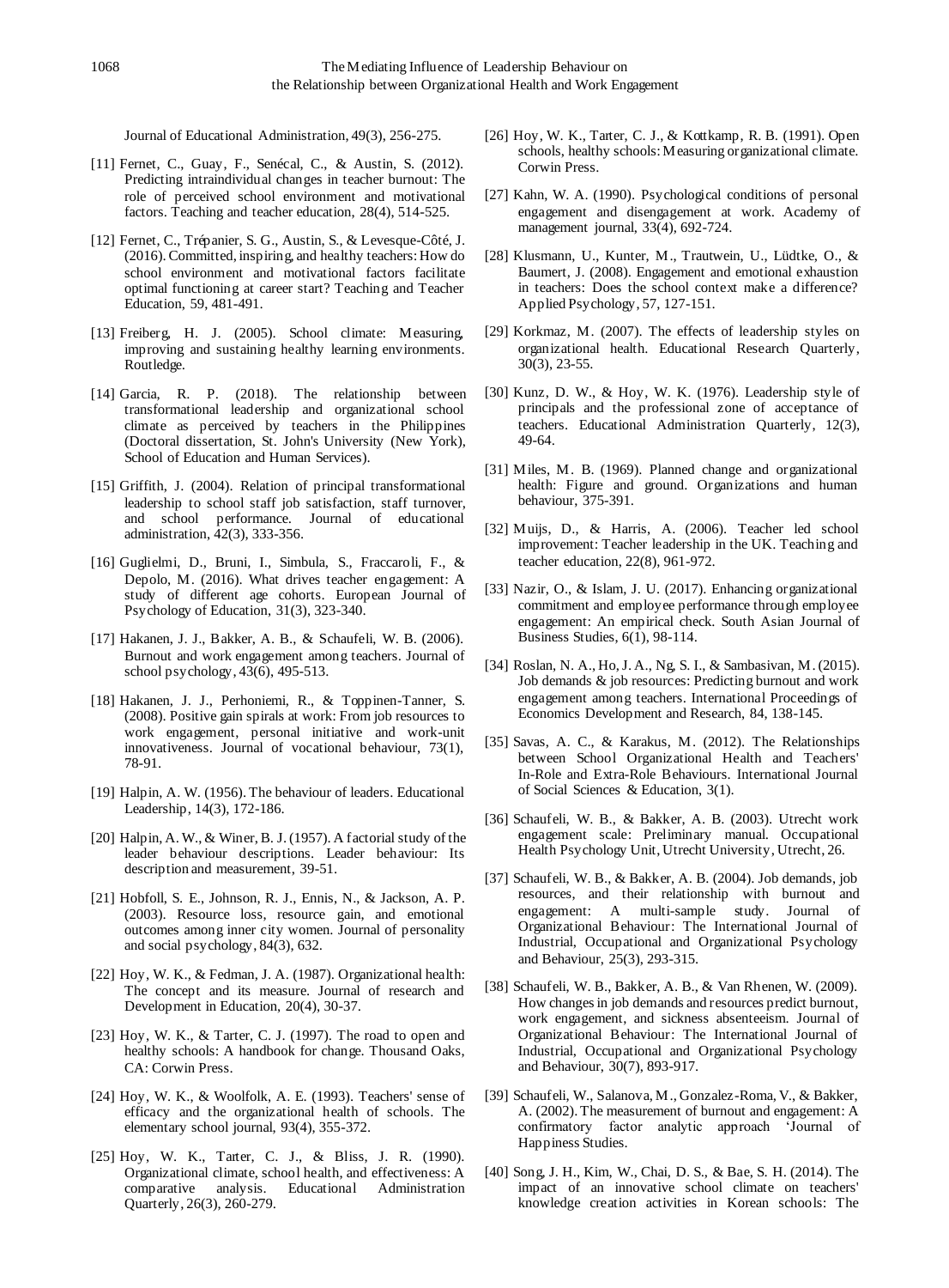Journal of Educational Administration, 49(3), 256-275.

[11] Fernet, C., Guay, F., Senécal, C., & Austin, S. (2012). Predicting intraindividual changes in teacher burnout: The role of perceived school environment and motivational factors. Teaching and teacher education, 28(4), 514-525.

[12] Fernet, C., Trépanier, S. G., Austin, S., & Levesque-Côté, J. (2016). Committed, inspiring, and healthy teachers: How do school environment and motivational factors facilitate optimal functioning at career start? Teaching and Teacher Education, 59, 481-491.

[13] Freiberg, H. J. (2005). School climate: Measuring, improving and sustaining healthy learning environments. Routledge.

[14] Garcia, R. P. (2018). The relationship between transformational leadership and organizational school climate as perceived by teachers in the Philippines (Doctoral dissertation, St. John's University (New York), School of Education and Human Services).

[15] Griffith, J. (2004). Relation of principal transformational leadership to school staff job satisfaction, staff turnover, and school performance. Journal of educational administration, 42(3), 333-356.

[16] Guglielmi, D., Bruni, I., Simbula, S., Fraccaroli, F., & Depolo, M. (2016). What drives teacher engagement: A study of different age cohorts. European Journal of Psychology of Education, 31(3), 323-340.

[17] Hakanen, J. J., Bakker, A. B., & Schaufeli, W. B. (2006). Burnout and work engagement among teachers. Journal of school psychology, 43(6), 495-513.

[18] Hakanen, J. J., Perhoniemi, R., & Toppinen-Tanner, S. (2008). Positive gain spirals at work: From job resources to work engagement, personal initiative and work-unit innovativeness. Journal of vocational behaviour, 73(1), 78-91.

[19] Halpin, A. W. (1956). The behaviour of leaders. Educational Leadership, 14(3), 172-186.

[20] Halpin, A. W., & Winer, B. J. (1957). A factorial study of the leader behaviour descriptions. Leader behaviour: Its description and measurement, 39-51.

[21] Hobfoll, S. E., Johnson, R. J., Ennis, N., & Jackson, A. P. (2003). Resource loss, resource gain, and emotional outcomes among inner city women. Journal of personality and social psychology, 84(3), 632.

[22] Hoy, W. K., & Fedman, J. A. (1987). Organizational health: The concept and its measure. Journal of research and Development in Education, 20(4), 30-37.

[23] Hoy, W. K., & Tarter, C. J. (1997). The road to open and healthy schools: A handbook for change. Thousand Oaks, CA: Corwin Press.

[24] Hoy, W. K., & Woolfolk, A. E. (1993). Teachers' sense of efficacy and the organizational health of schools. The elementary school journal, 93(4), 355-372.

[25] Hoy, W. K., Tarter, C. J., & Bliss, J. R. (1990). Organizational climate, school health, and effectiveness: A comparative analysis. Educational Administration Quarterly, 26(3), 260-279.

[26] Hoy, W. K., Tarter, C. J., & Kottkamp, R. B. (1991). Open schools, healthy schools: Measuring organizational climate. Corwin Press.

[27] Kahn, W. A. (1990). Psychological conditions of personal engagement and disengagement at work. Academy of management journal, 33(4), 692-724.

[28] Klusmann, U., Kunter, M., Trautwein, U., Lüdtke, O., & Baumert, J. (2008). Engagement and emotional exhaustion in teachers: Does the school context make a difference? Applied Psychology, 57, 127-151.

[29] Korkmaz, M. (2007). The effects of leadership styles on organizational health. Educational Research Quarterly, 30(3), 23-55.

[30] Kunz, D. W., & Hoy, W. K. (1976). Leadership style of principals and the professional zone of acceptance of teachers. Educational Administration Quarterly, 12(3), 49-64.

[31] Miles, M. B. (1969). Planned change and organizational health: Figure and ground. Organizations and human behaviour, 375-391.

[32] Muijs, D., & Harris, A. (2006). Teacher led school improvement: Teacher leadership in the UK. Teaching and teacher education, 22(8), 961-972.

[33] Nazir, O., & Islam, J. U. (2017). Enhancing organizational commitment and employee performance through employee engagement: An empirical check. South Asian Journal of Business Studies, 6(1), 98-114.

[34] Roslan, N. A., Ho, J. A., Ng, S. I., & Sambasivan, M. (2015). Job demands & job resources: Predicting burnout and work engagement among teachers. International Proceedings of Economics Development and Research, 84, 138-145.

[35] Savas, A. C., & Karakus, M. (2012). The Relationships between School Organizational Health and Teachers' In-Role and Extra-Role Behaviours. International Journal of Social Sciences & Education, 3(1).

[36] Schaufeli, W. B., & Bakker, A. B. (2003). Utrecht work engagement scale: Preliminary manual. Occupational Health Psychology Unit, Utrecht University, Utrecht, 26.

[37] Schaufeli, W. B., & Bakker, A. B. (2004). Job demands, job resources, and their relationship with burnout and engagement: A multi-sample study. Journal of Organizational Behaviour: The International Journal of Industrial, Occupational and Organizational Psychology and Behaviour, 25(3), 293-315.

[38] Schaufeli, W. B., Bakker, A. B., & Van Rhenen, W. (2009). How changes in job demands and resources predict burnout, work engagement, and sickness absenteeism. Journal of Organizational Behaviour: The International Journal of Industrial, Occupational and Organizational Psychology and Behaviour, 30(7), 893-917.

[39] Schaufeli, W., Salanova, M., Gonzalez-Roma, V., & Bakker, A. (2002). The measurement of burnout and engagement: A confirmatory factor analytic approach 'Journal of Happiness Studies.

[40] Song, J. H., Kim, W., Chai, D. S., & Bae, S. H. (2014). The impact of an innovative school climate on teachers' knowledge creation activities in Korean schools: The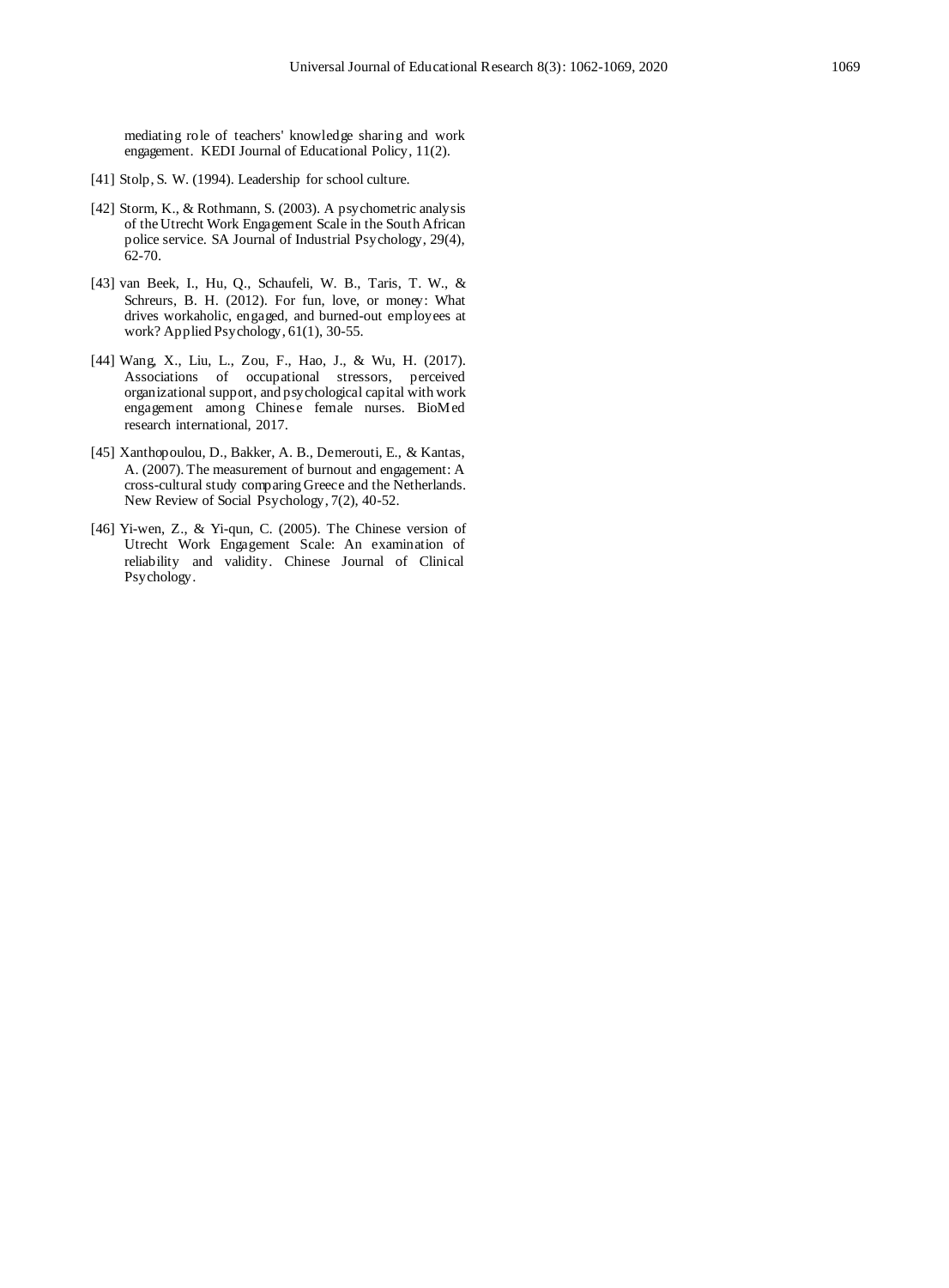mediating role of teachers' knowledge sharing and work engagement. KEDI Journal of Educational Policy, 11(2).

[41] Stolp, S. W. (1994). Leadership for school culture.

[42] Storm, K., & Rothmann, S. (2003). A psychometric analysis of the Utrecht Work Engagement Scale in the South African police service. SA Journal of Industrial Psychology, 29(4), 62-70.

[43] van Beek, I., Hu, Q., Schaufeli, W. B., Taris, T. W., & Schreurs, B. H. (2012). For fun, love, or money: What drives workaholic, engaged, and burned-out employees at work? Applied Psychology, 61(1), 30-55.

[44] Wang, X., Liu, L., Zou, F., Hao, J., & Wu, H. (2017). Associations of occupational stressors, perceived organizational support, and psychological capital with work engagement among Chinese female nurses. BioMed research international, 2017.

[45] Xanthopoulou, D., Bakker, A. B., Demerouti, E., & Kantas, A. (2007). The measurement of burnout and engagement: A cross-cultural study comparing Greece and the Netherlands. New Review of Social Psychology, 7(2), 40-52.

[46] Yi-wen, Z., & Yi-qun, C. (2005). The Chinese version of Utrecht Work Engagement Scale: An examination of reliability and validity. Chinese Journal of Clinical Psychology.